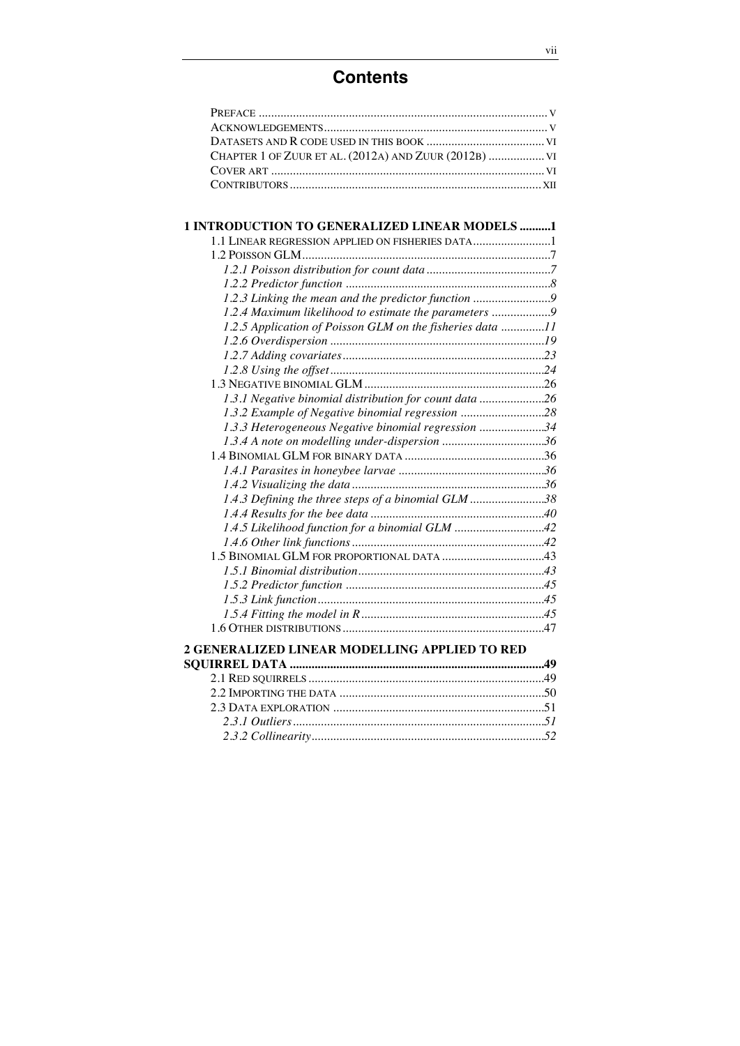# Contents

PREFACE ..... V
ACKNOWLEDGEMENTS ..... V
DATASETS AND R CODE USED IN THIS BOOK ..... VI
CHAPTER 1 OF ZUUR ET AL. (2012A) AND ZUUR (2012B) ..... VI
COVER ART ..... VI
CONTRIBUTORS ..... XII

**1 INTRODUCTION TO GENERALIZED LINEAR MODELS ..... 1**

1.1 LINEAR REGRESSION APPLIED ON FISHERIES DATA ..... 1
1.2 POISSON GLM ..... 7
- *1.2.1 Poisson distribution for count data ..... 7*
- *1.2.2 Predictor function ..... 8*
- *1.2.3 Linking the mean and the predictor function ..... 9*
- *1.2.4 Maximum likelihood to estimate the parameters ..... 9*
- *1.2.5 Application of Poisson GLM on the fisheries data ..... 11*
- *1.2.6 Overdispersion ..... 19*
- *1.2.7 Adding covariates ..... 23*
- *1.2.8 Using the offset ..... 24*

1.3 NEGATIVE BINOMIAL GLM ..... 26
- *1.3.1 Negative binomial distribution for count data ..... 26*
- *1.3.2 Example of Negative binomial regression ..... 28*
- *1.3.3 Heterogeneous Negative binomial regression ..... 34*
- *1.3.4 A note on modelling under-dispersion ..... 36*

1.4 BINOMIAL GLM FOR BINARY DATA ..... 36
- *1.4.1 Parasites in honeybee larvae ..... 36*
- *1.4.2 Visualizing the data ..... 36*
- *1.4.3 Defining the three steps of a binomial GLM ..... 38*
- *1.4.4 Results for the bee data ..... 40*
- *1.4.5 Likelihood function for a binomial GLM ..... 42*
- *1.4.6 Other link functions ..... 42*

1.5 BINOMIAL GLM FOR PROPORTIONAL DATA ..... 43
- *1.5.1 Binomial distribution ..... 43*
- *1.5.2 Predictor function ..... 45*
- *1.5.3 Link function ..... 45*
- *1.5.4 Fitting the model in R ..... 45*

1.6 OTHER DISTRIBUTIONS ..... 47

**2 GENERALIZED LINEAR MODELLING APPLIED TO RED SQUIRREL DATA ..... 49**

2.1 RED SQUIRRELS ..... 49
2.2 IMPORTING THE DATA ..... 50
2.3 DATA EXPLORATION ..... 51
- *2.3.1 Outliers ..... 51*
- *2.3.2 Collinearity ..... 52*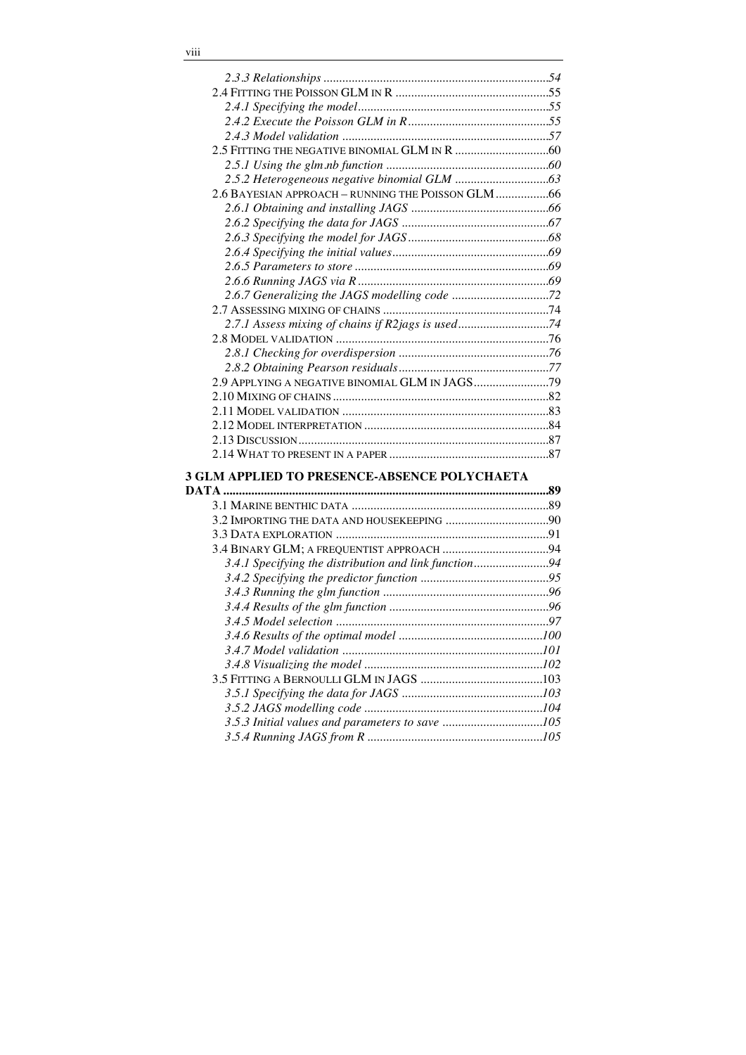*2.3.3 Relationships* ........................................................................54

2.4 FITTING THE POISSON GLM IN R ..................................................55

*2.4.1 Specifying the model*.............................................................55

*2.4.2 Execute the Poisson GLM in R*.............................................55

*2.4.3 Model validation* ..................................................................57

2.5 FITTING THE NEGATIVE BINOMIAL GLM IN R ..............................60

*2.5.1 Using the glm.nb function* ....................................................60

*2.5.2 Heterogeneous negative binomial GLM* ..............................63

2.6 BAYESIAN APPROACH – RUNNING THE POISSON GLM .................66

*2.6.1 Obtaining and installing JAGS* ............................................66

*2.6.2 Specifying the data for JAGS* ...............................................67

*2.6.3 Specifying the model for JAGS*.............................................68

*2.6.4 Specifying the initial values*..................................................69

*2.6.5 Parameters to store* .............................................................69

*2.6.6 Running JAGS via R*.............................................................69

*2.6.7 Generalizing the JAGS modelling code* ...............................72

2.7 ASSESSING MIXING OF CHAINS .....................................................74

*2.7.1 Assess mixing of chains if R2jags is used*.............................74

2.8 MODEL VALIDATION ....................................................................76

*2.8.1 Checking for overdispersion* ................................................76

*2.8.2 Obtaining Pearson residuals*................................................77

2.9 APPLYING A NEGATIVE BINOMIAL GLM IN JAGS........................79

2.10 MIXING OF CHAINS.....................................................................82

2.11 MODEL VALIDATION ..................................................................83

2.12 MODEL INTERPRETATION ...........................................................84

2.13 DISCUSSION................................................................................87

2.14 WHAT TO PRESENT IN A PAPER ...................................................87

**3 GLM APPLIED TO PRESENCE-ABSENCE POLYCHAETA DATA .........................................................................................................89**

3.1 MARINE BENTHIC DATA ...............................................................89

3.2 IMPORTING THE DATA AND HOUSEKEEPING .................................90

3.3 DATA EXPLORATION ....................................................................91

3.4 BINARY GLM; A FREQUENTIST APPROACH ..................................94

*3.4.1 Specifying the distribution and link function*........................94

*3.4.2 Specifying the predictor function* .........................................95

*3.4.3 Running the glm function* .....................................................96

*3.4.4 Results of the glm function* ...................................................96

*3.4.5 Model selection* ....................................................................97

*3.4.6 Results of the optimal model* ..............................................100

*3.4.7 Model validation* ................................................................101

*3.4.8 Visualizing the model* .........................................................102

3.5 FITTING A BERNOULLI GLM IN JAGS .......................................103

*3.5.1 Specifying the data for JAGS* .............................................103

*3.5.2 JAGS modelling code* .........................................................104

*3.5.3 Initial values and parameters to save* ................................105

*3.5.4 Running JAGS from R* ........................................................105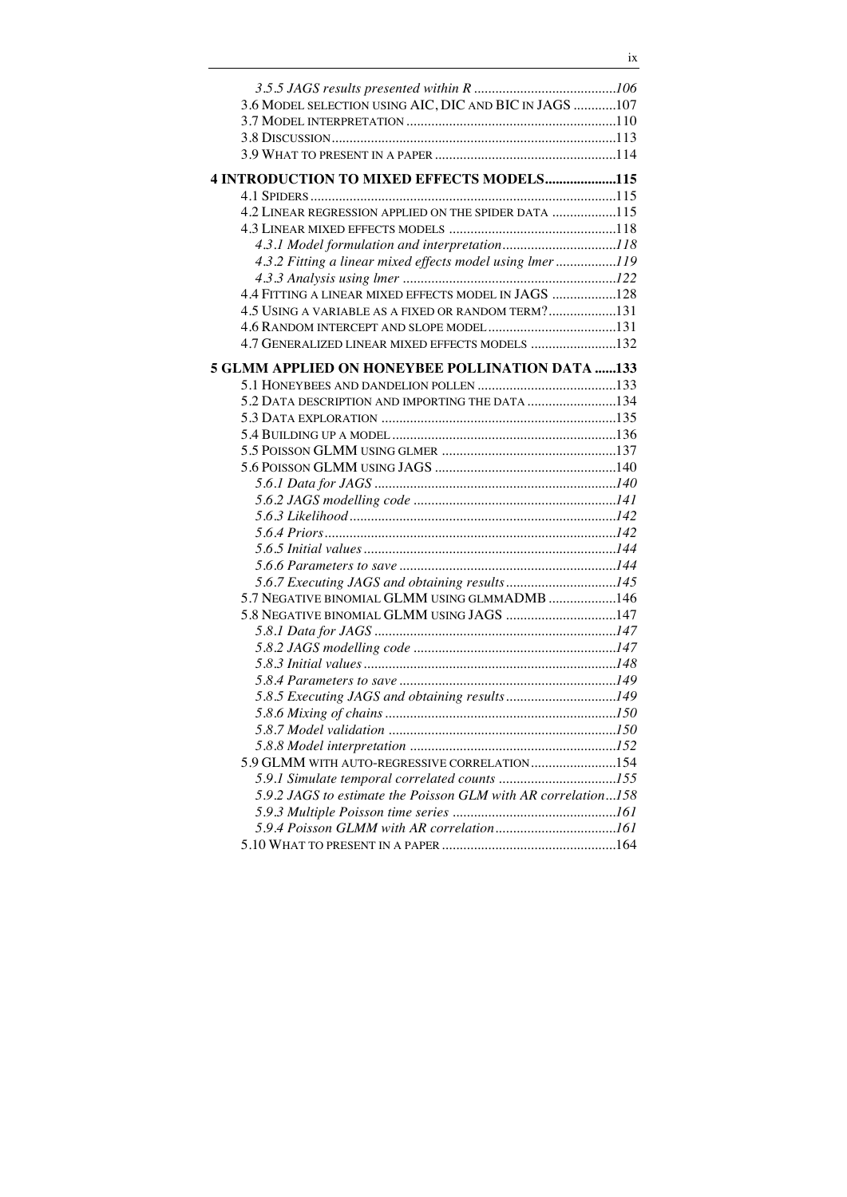*3.5.5 JAGS results presented within R* ........................................106
3.6 MODEL SELECTION USING AIC, DIC AND BIC IN JAGS ............107
3.7 MODEL INTERPRETATION ...........................................................110
3.8 DISCUSSION...............................................................................113
3.9 WHAT TO PRESENT IN A PAPER ..................................................114

**4 INTRODUCTION TO MIXED EFFECTS MODELS....................115**
4.1 SPIDERS .....................................................................................115
4.2 LINEAR REGRESSION APPLIED ON THE SPIDER DATA ..................115
4.3 LINEAR MIXED EFFECTS MODELS ...............................................118
*4.3.1 Model formulation and interpretation*................................118
*4.3.2 Fitting a linear mixed effects model using lmer* .................119
*4.3.3 Analysis using lmer* ............................................................122
4.4 FITTING A LINEAR MIXED EFFECTS MODEL IN JAGS ..................128
4.5 USING A VARIABLE AS A FIXED OR RANDOM TERM?...................131
4.6 RANDOM INTERCEPT AND SLOPE MODEL ....................................131
4.7 GENERALIZED LINEAR MIXED EFFECTS MODELS ........................132

**5 GLMM APPLIED ON HONEYBEE POLLINATION DATA ......133**
5.1 HONEYBEES AND DANDELION POLLEN .......................................133
5.2 DATA DESCRIPTION AND IMPORTING THE DATA .........................134
5.3 DATA EXPLORATION ..................................................................135
5.4 BUILDING UP A MODEL ...............................................................136
5.5 POISSON GLMM USING GLMER .................................................137
5.6 POISSON GLMM USING JAGS ...................................................140
*5.6.1 Data for JAGS* ....................................................................140
*5.6.2 JAGS modelling code* .........................................................141
*5.6.3 Likelihood*..........................................................................142
*5.6.4 Priors*..................................................................................142
*5.6.5 Initial values* .......................................................................144
*5.6.6 Parameters to save* .............................................................144
*5.6.7 Executing JAGS and obtaining results*...............................145
5.7 NEGATIVE BINOMIAL GLMM USING GLMMADMB ...................146
5.8 NEGATIVE BINOMIAL GLMM USING JAGS ...............................147
*5.8.1 Data for JAGS* ....................................................................147
*5.8.2 JAGS modelling code* .........................................................147
*5.8.3 Initial values* .......................................................................148
*5.8.4 Parameters to save* .............................................................149
*5.8.5 Executing JAGS and obtaining results*...............................149
*5.8.6 Mixing of chains* .................................................................150
*5.8.7 Model validation* ................................................................150
*5.8.8 Model interpretation* ..........................................................152
5.9 GLMM WITH AUTO-REGRESSIVE CORRELATION........................154
*5.9.1 Simulate temporal correlated counts* .................................155
*5.9.2 JAGS to estimate the Poisson GLM with AR correlation*...158
*5.9.3 Multiple Poisson time series* ..............................................161
*5.9.4 Poisson GLMM with AR correlation*..................................161
5.10 WHAT TO PRESENT IN A PAPER .................................................164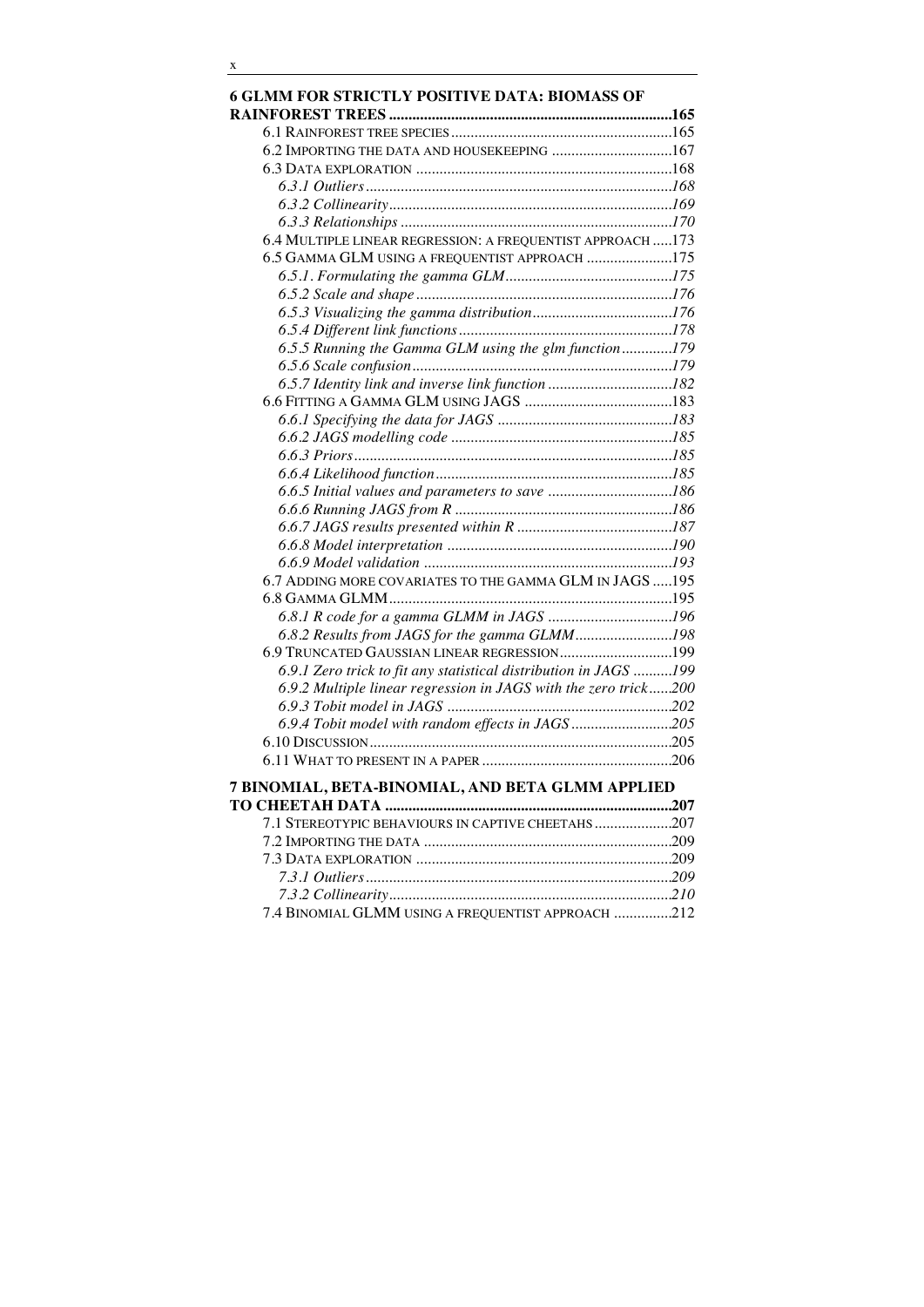**6 GLMM FOR STRICTLY POSITIVE DATA: BIOMASS OF RAINFOREST TREES** ........ 165

- 6.1 Rainforest tree species ........ 165
- 6.2 Importing the data and housekeeping ........ 167
- 6.3 Data exploration ........ 168
  - *6.3.1 Outliers* ........ *168*
  - *6.3.2 Collinearity* ........ *169*
  - *6.3.3 Relationships* ........ *170*
- 6.4 Multiple linear regression: a frequentist approach ........ 173
- 6.5 Gamma GLM using a frequentist approach ........ 175
  - *6.5.1. Formulating the gamma GLM* ........ *175*
  - *6.5.2 Scale and shape* ........ *176*
  - *6.5.3 Visualizing the gamma distribution* ........ *176*
  - *6.5.4 Different link functions* ........ *178*
  - *6.5.5 Running the Gamma GLM using the glm function* ........ *179*
  - *6.5.6 Scale confusion* ........ *179*
  - *6.5.7 Identity link and inverse link function* ........ *182*
- 6.6 Fitting a gamma GLM using JAGS ........ 183
  - *6.6.1 Specifying the data for JAGS* ........ *183*
  - *6.6.2 JAGS modelling code* ........ *185*
  - *6.6.3 Priors* ........ *185*
  - *6.6.4 Likelihood function* ........ *185*
  - *6.6.5 Initial values and parameters to save* ........ *186*
  - *6.6.6 Running JAGS from R* ........ *186*
  - *6.6.7 JAGS results presented within R* ........ *187*
  - *6.6.8 Model interpretation* ........ *190*
  - *6.6.9 Model validation* ........ *193*
- 6.7 Adding more covariates to the gamma GLM in JAGS ........ 195
- 6.8 Gamma GLMM ........ 195
  - *6.8.1 R code for a gamma GLMM in JAGS* ........ *196*
  - *6.8.2 Results from JAGS for the gamma GLMM* ........ *198*
- 6.9 Truncated Gaussian linear regression ........ 199
  - *6.9.1 Zero trick to fit any statistical distribution in JAGS* ........ *199*
  - *6.9.2 Multiple linear regression in JAGS with the zero trick* ........ *200*
  - *6.9.3 Tobit model in JAGS* ........ *202*
  - *6.9.4 Tobit model with random effects in JAGS* ........ *205*
- 6.10 Discussion ........ 205
- 6.11 What to present in a paper ........ 206

**7 BINOMIAL, BETA-BINOMIAL, AND BETA GLMM APPLIED TO CHEETAH DATA** ........ 207

- 7.1 Stereotypic behaviours in captive cheetahs ........ 207
- 7.2 Importing the data ........ 209
- 7.3 Data exploration ........ 209
  - *7.3.1 Outliers* ........ *209*
  - *7.3.2 Collinearity* ........ *210*
- 7.4 Binomial GLMM using a frequentist approach ........ 212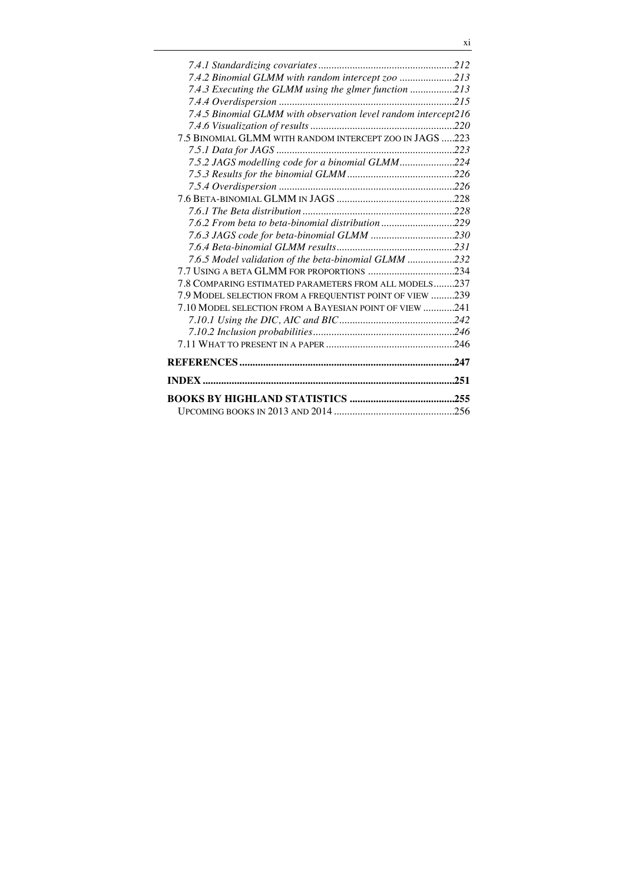*7.4.1 Standardizing covariates* ........................................................212
*7.4.2 Binomial GLMM with random intercept zoo* ...........................213
*7.4.3 Executing the GLMM using the glmer function* .......................213
*7.4.4 Overdispersion* .........................................................................215
*7.4.5 Binomial GLMM with observation level random intercept*216
*7.4.6 Visualization of results* .............................................................220

7.5 BINOMIAL GLMM WITH RANDOM INTERCEPT ZOO IN JAGS .....223

*7.5.1 Data for JAGS* ..........................................................................223
*7.5.2 JAGS modelling code for a binomial GLMM*.........................224
*7.5.3 Results for the binomial GLMM* ..............................................226
*7.5.4 Overdispersion* .........................................................................226

7.6 BETA-BINOMIAL GLMM IN JAGS ...........................................228

*7.6.1 The Beta distribution* ...............................................................228
*7.6.2 From beta to beta-binomial distribution* .................................229
*7.6.3 JAGS code for beta-binomial GLMM* ......................................230
*7.6.4 Beta-binomial GLMM results* ..................................................231
*7.6.5 Model validation of the beta-binomial GLMM* ........................232

7.7 USING A BETA GLMM FOR PROPORTIONS ...............................234

7.8 COMPARING ESTIMATED PARAMETERS FROM ALL MODELS........237

7.9 MODEL SELECTION FROM A FREQUENTIST POINT OF VIEW .........239

7.10 MODEL SELECTION FROM A BAYESIAN POINT OF VIEW ............241

*7.10.1 Using the DIC, AIC and BIC* .................................................242
*7.10.2 Inclusion probabilities* ...........................................................246

7.11 WHAT TO PRESENT IN A PAPER ...............................................246

**REFERENCES ...............................................................................247**

**INDEX ...........................................................................................251**

**BOOKS BY HIGHLAND STATISTICS ........................................255**

UPCOMING BOOKS IN 2013 AND 2014 ...............................................256